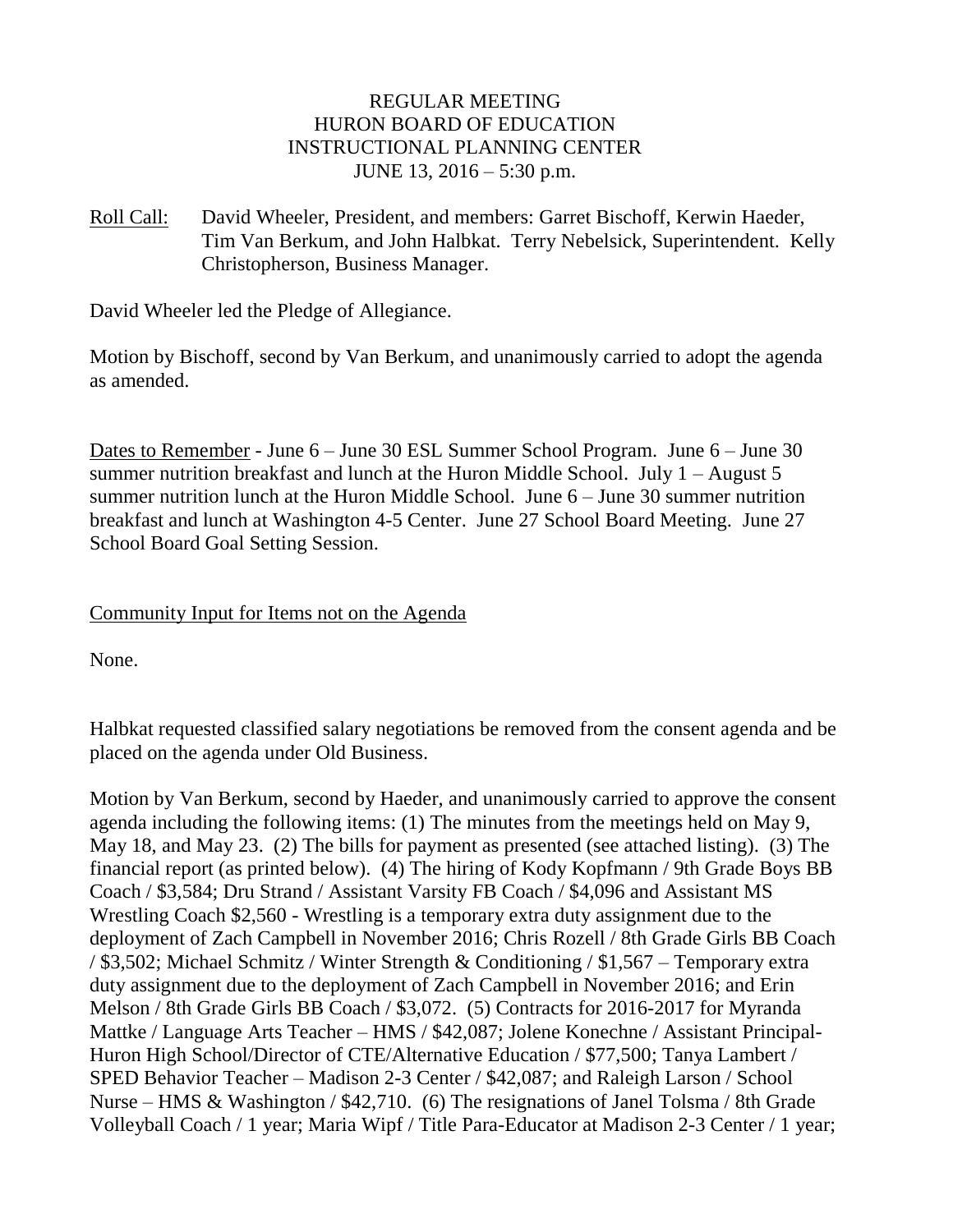REGULAR MEETING
HURON BOARD OF EDUCATION
INSTRUCTIONAL PLANNING CENTER
JUNE 13, 2016 – 5:30 p.m.

Roll Call: David Wheeler, President, and members: Garret Bischoff, Kerwin Haeder, Tim Van Berkum, and John Halbkat. Terry Nebelsick, Superintendent. Kelly Christopherson, Business Manager.

David Wheeler led the Pledge of Allegiance.

Motion by Bischoff, second by Van Berkum, and unanimously carried to adopt the agenda as amended.

Dates to Remember - June 6 – June 30 ESL Summer School Program. June 6 – June 30 summer nutrition breakfast and lunch at the Huron Middle School. July 1 – August 5 summer nutrition lunch at the Huron Middle School. June 6 – June 30 summer nutrition breakfast and lunch at Washington 4-5 Center. June 27 School Board Meeting. June 27 School Board Goal Setting Session.

Community Input for Items not on the Agenda

None.

Halbkat requested classified salary negotiations be removed from the consent agenda and be placed on the agenda under Old Business.

Motion by Van Berkum, second by Haeder, and unanimously carried to approve the consent agenda including the following items: (1) The minutes from the meetings held on May 9, May 18, and May 23. (2) The bills for payment as presented (see attached listing). (3) The financial report (as printed below). (4) The hiring of Kody Kopfmann / 9th Grade Boys BB Coach / $3,584; Dru Strand / Assistant Varsity FB Coach / $4,096 and Assistant MS Wrestling Coach $2,560 - Wrestling is a temporary extra duty assignment due to the deployment of Zach Campbell in November 2016; Chris Rozell / 8th Grade Girls BB Coach / $3,502; Michael Schmitz / Winter Strength & Conditioning / $1,567 – Temporary extra duty assignment due to the deployment of Zach Campbell in November 2016; and Erin Melson / 8th Grade Girls BB Coach / $3,072. (5) Contracts for 2016-2017 for Myranda Mattke / Language Arts Teacher – HMS / $42,087; Jolene Konechne / Assistant Principal-Huron High School/Director of CTE/Alternative Education / $77,500; Tanya Lambert / SPED Behavior Teacher – Madison 2-3 Center / $42,087; and Raleigh Larson / School Nurse – HMS & Washington / $42,710. (6) The resignations of Janel Tolsma / 8th Grade Volleyball Coach / 1 year; Maria Wipf / Title Para-Educator at Madison 2-3 Center / 1 year;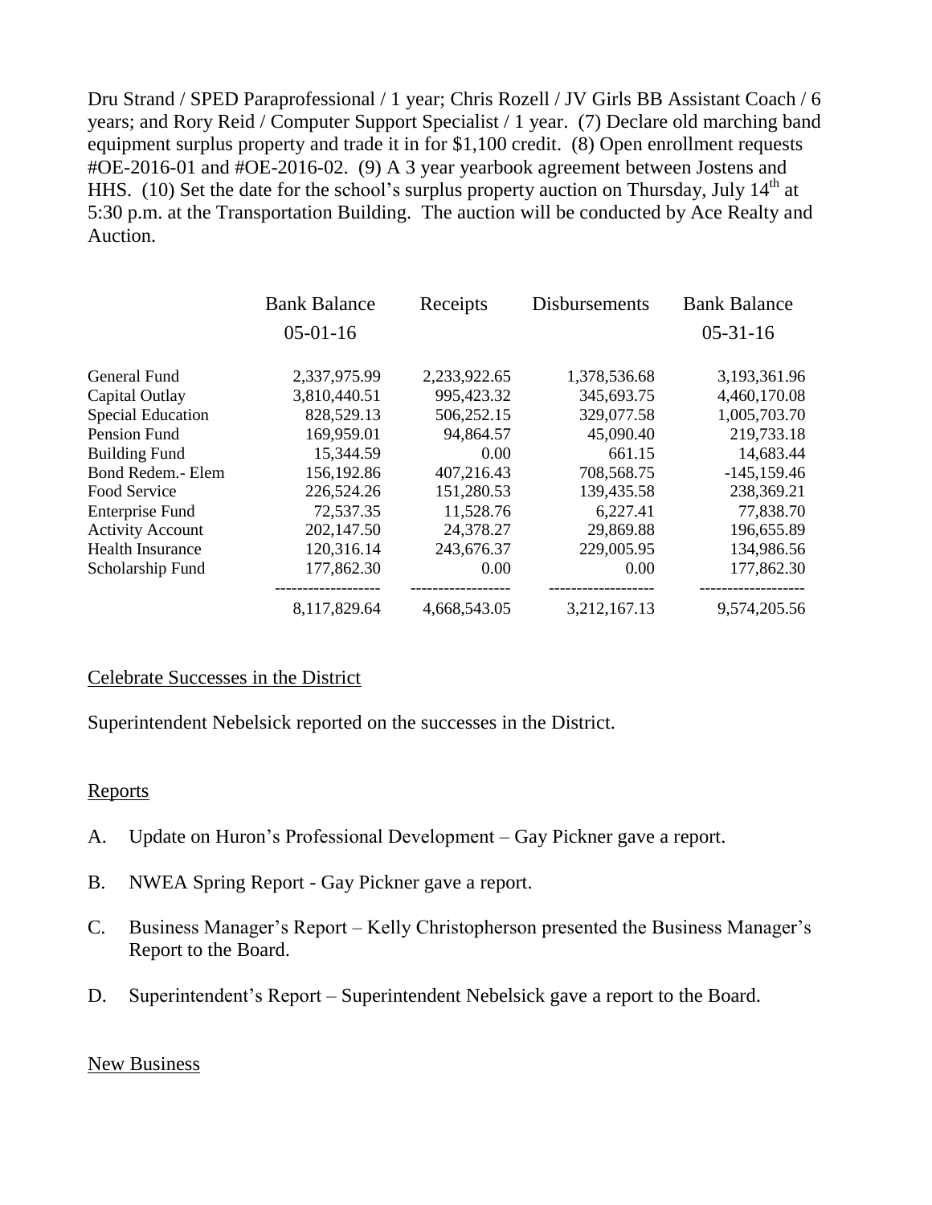Dru Strand / SPED Paraprofessional / 1 year; Chris Rozell / JV Girls BB Assistant Coach / 6 years; and Rory Reid / Computer Support Specialist / 1 year. (7) Declare old marching band equipment surplus property and trade it in for $1,100 credit. (8) Open enrollment requests #OE-2016-01 and #OE-2016-02. (9) A 3 year yearbook agreement between Jostens and HHS. (10) Set the date for the school's surplus property auction on Thursday, July 14th at 5:30 p.m. at the Transportation Building. The auction will be conducted by Ace Realty and Auction.

| | Bank Balance 05-01-16 | Receipts | Disbursements | Bank Balance 05-31-16 |
|---|---|---|---|---|
| General Fund | 2,337,975.99 | 2,233,922.65 | 1,378,536.68 | 3,193,361.96 |
| Capital Outlay | 3,810,440.51 | 995,423.32 | 345,693.75 | 4,460,170.08 |
| Special Education | 828,529.13 | 506,252.15 | 329,077.58 | 1,005,703.70 |
| Pension Fund | 169,959.01 | 94,864.57 | 45,090.40 | 219,733.18 |
| Building Fund | 15,344.59 | 0.00 | 661.15 | 14,683.44 |
| Bond Redem.- Elem | 156,192.86 | 407,216.43 | 708,568.75 | -145,159.46 |
| Food Service | 226,524.26 | 151,280.53 | 139,435.58 | 238,369.21 |
| Enterprise Fund | 72,537.35 | 11,528.76 | 6,227.41 | 77,838.70 |
| Activity Account | 202,147.50 | 24,378.27 | 29,869.88 | 196,655.89 |
| Health Insurance | 120,316.14 | 243,676.37 | 229,005.95 | 134,986.56 |
| Scholarship Fund | 177,862.30 | 0.00 | 0.00 | 177,862.30 |
| | 8,117,829.64 | 4,668,543.05 | 3,212,167.13 | 9,574,205.56 |

Celebrate Successes in the District

Superintendent Nebelsick reported on the successes in the District.

Reports

A. Update on Huron's Professional Development – Gay Pickner gave a report.

B. NWEA Spring Report - Gay Pickner gave a report.

C. Business Manager's Report – Kelly Christopherson presented the Business Manager's Report to the Board.

D. Superintendent's Report – Superintendent Nebelsick gave a report to the Board.

New Business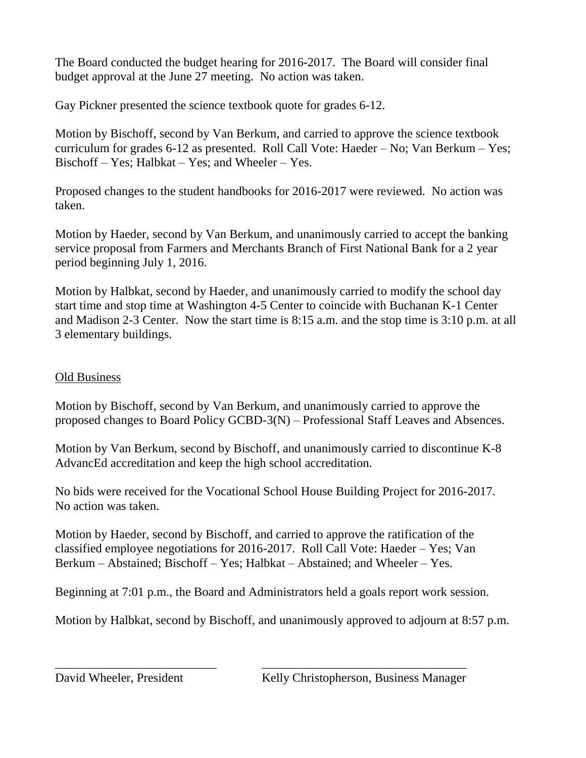The Board conducted the budget hearing for 2016-2017. The Board will consider final budget approval at the June 27 meeting. No action was taken.

Gay Pickner presented the science textbook quote for grades 6-12.

Motion by Bischoff, second by Van Berkum, and carried to approve the science textbook curriculum for grades 6-12 as presented. Roll Call Vote: Haeder – No; Van Berkum – Yes; Bischoff – Yes; Halbkat – Yes; and Wheeler – Yes.

Proposed changes to the student handbooks for 2016-2017 were reviewed. No action was taken.

Motion by Haeder, second by Van Berkum, and unanimously carried to accept the banking service proposal from Farmers and Merchants Branch of First National Bank for a 2 year period beginning July 1, 2016.

Motion by Halbkat, second by Haeder, and unanimously carried to modify the school day start time and stop time at Washington 4-5 Center to coincide with Buchanan K-1 Center and Madison 2-3 Center. Now the start time is 8:15 a.m. and the stop time is 3:10 p.m. at all 3 elementary buildings.

<u>Old Business</u>

Motion by Bischoff, second by Van Berkum, and unanimously carried to approve the proposed changes to Board Policy GCBD-3(N) – Professional Staff Leaves and Absences.

Motion by Van Berkum, second by Bischoff, and unanimously carried to discontinue K-8 AdvancEd accreditation and keep the high school accreditation.

No bids were received for the Vocational School House Building Project for 2016-2017. No action was taken.

Motion by Haeder, second by Bischoff, and carried to approve the ratification of the classified employee negotiations for 2016-2017. Roll Call Vote: Haeder – Yes; Van Berkum – Abstained; Bischoff – Yes; Halbkat – Abstained; and Wheeler – Yes.

Beginning at 7:01 p.m., the Board and Administrators held a goals report work session.

Motion by Halbkat, second by Bischoff, and unanimously approved to adjourn at 8:57 p.m.

\_\_\_\_\_\_\_\_\_\_\_\_\_\_\_\_\_\_\_\_\_\_\_\_\_\_\_ \_\_\_\_\_\_\_\_\_\_\_\_\_\_\_\_\_\_\_\_\_\_\_\_\_\_\_\_\_\_\_\_\_\_\_

David Wheeler, President Kelly Christopherson, Business Manager